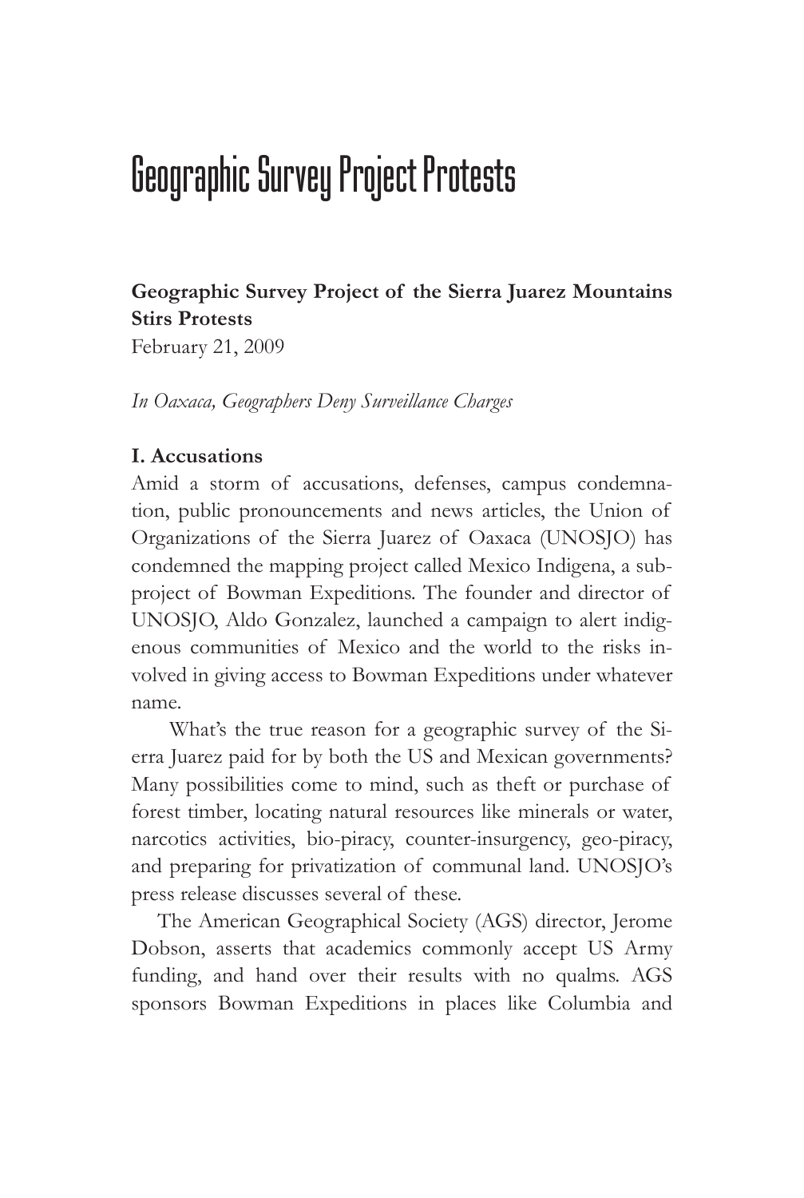# Geographic Survey Project Protests

**Geographic Survey Project of the Sierra Juarez Mountains Stirs Protests**
February 21, 2009

*In Oaxaca, Geographers Deny Surveillance Charges*

**I. Accusations**

Amid a storm of accusations, defenses, campus condemnation, public pronouncements and news articles, the Union of Organizations of the Sierra Juarez of Oaxaca (UNOSJO) has condemned the mapping project called Mexico Indigena, a subproject of Bowman Expeditions. The founder and director of UNOSJO, Aldo Gonzalez, launched a campaign to alert indigenous communities of Mexico and the world to the risks involved in giving access to Bowman Expeditions under whatever name.

What's the true reason for a geographic survey of the Sierra Juarez paid for by both the US and Mexican governments? Many possibilities come to mind, such as theft or purchase of forest timber, locating natural resources like minerals or water, narcotics activities, bio-piracy, counter-insurgency, geo-piracy, and preparing for privatization of communal land. UNOSJO's press release discusses several of these.

The American Geographical Society (AGS) director, Jerome Dobson, asserts that academics commonly accept US Army funding, and hand over their results with no qualms. AGS sponsors Bowman Expeditions in places like Columbia and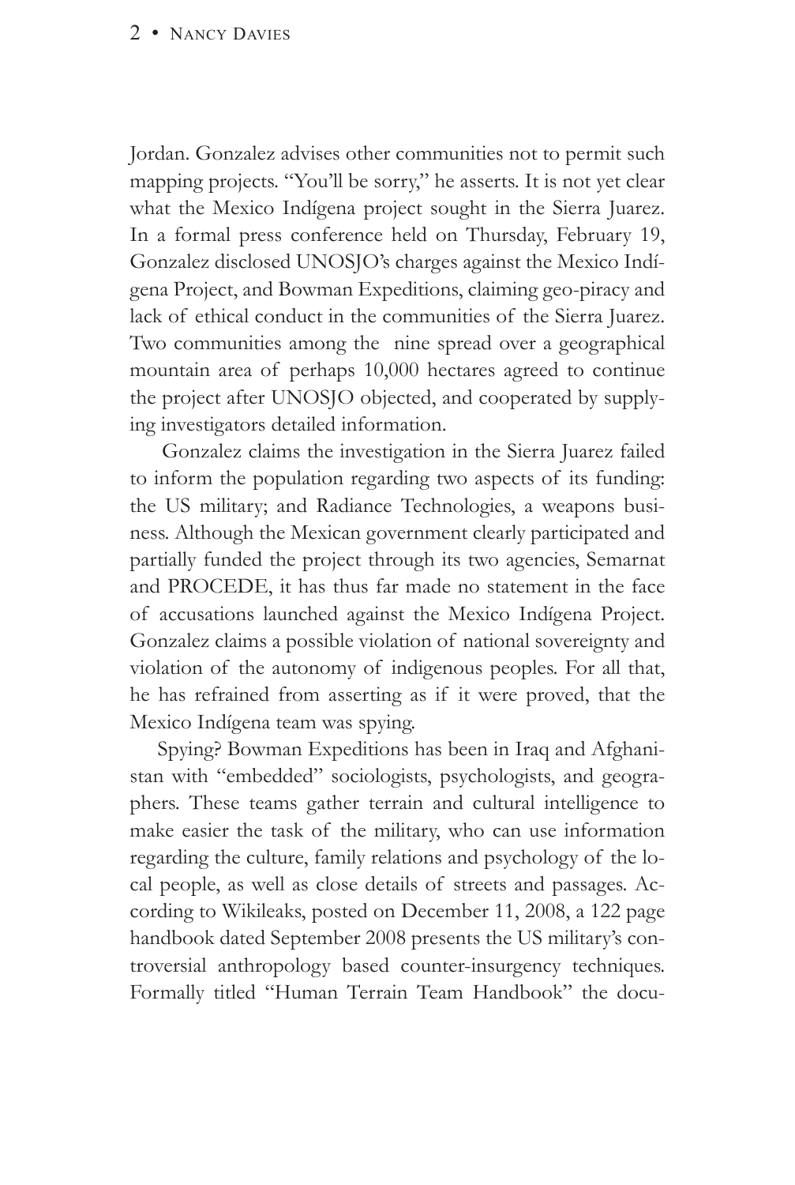Jordan. Gonzalez advises other communities not to permit such mapping projects. "You'll be sorry," he asserts. It is not yet clear what the Mexico Indígena project sought in the Sierra Juarez. In a formal press conference held on Thursday, February 19, Gonzalez disclosed UNOSJO's charges against the Mexico Indígena Project, and Bowman Expeditions, claiming geo-piracy and lack of ethical conduct in the communities of the Sierra Juarez. Two communities among the nine spread over a geographical mountain area of perhaps 10,000 hectares agreed to continue the project after UNOSJO objected, and cooperated by supplying investigators detailed information.

Gonzalez claims the investigation in the Sierra Juarez failed to inform the population regarding two aspects of its funding: the US military; and Radiance Technologies, a weapons business. Although the Mexican government clearly participated and partially funded the project through its two agencies, Semarnat and PROCEDE, it has thus far made no statement in the face of accusations launched against the Mexico Indígena Project. Gonzalez claims a possible violation of national sovereignty and violation of the autonomy of indigenous peoples. For all that, he has refrained from asserting as if it were proved, that the Mexico Indígena team was spying.

Spying? Bowman Expeditions has been in Iraq and Afghanistan with "embedded" sociologists, psychologists, and geographers. These teams gather terrain and cultural intelligence to make easier the task of the military, who can use information regarding the culture, family relations and psychology of the local people, as well as close details of streets and passages. According to Wikileaks, posted on December 11, 2008, a 122 page handbook dated September 2008 presents the US military's controversial anthropology based counter-insurgency techniques. Formally titled "Human Terrain Team Handbook" the docu-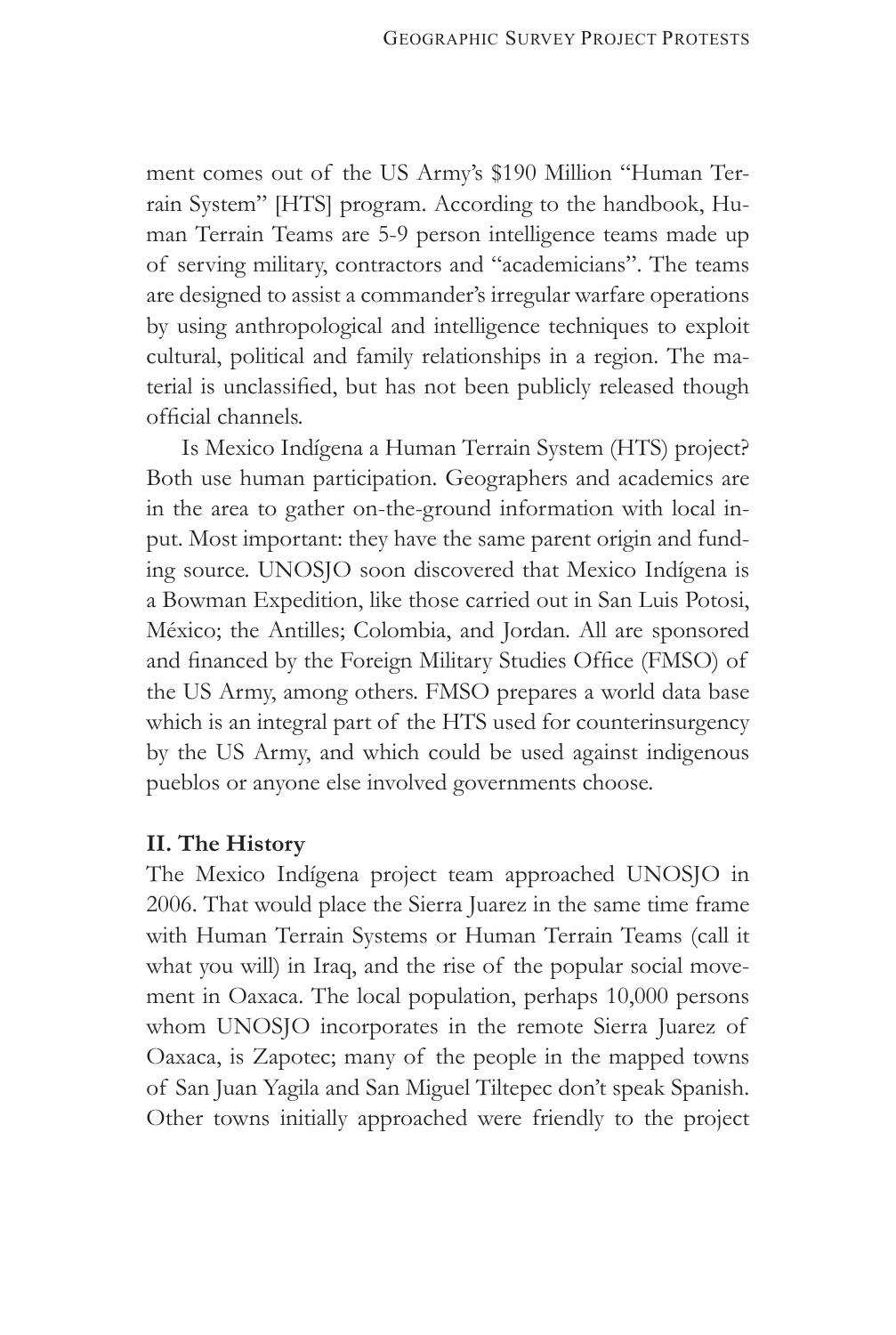ment comes out of the US Army's $190 Million "Human Terrain System" [HTS] program. According to the handbook, Human Terrain Teams are 5-9 person intelligence teams made up of serving military, contractors and "academicians". The teams are designed to assist a commander's irregular warfare operations by using anthropological and intelligence techniques to exploit cultural, political and family relationships in a region. The material is unclassified, but has not been publicly released though official channels.

Is Mexico Indígena a Human Terrain System (HTS) project? Both use human participation. Geographers and academics are in the area to gather on-the-ground information with local input. Most important: they have the same parent origin and funding source. UNOSJO soon discovered that Mexico Indígena is a Bowman Expedition, like those carried out in San Luis Potosi, México; the Antilles; Colombia, and Jordan. All are sponsored and financed by the Foreign Military Studies Office (FMSO) of the US Army, among others. FMSO prepares a world data base which is an integral part of the HTS used for counterinsurgency by the US Army, and which could be used against indigenous pueblos or anyone else involved governments choose.

**II. The History**

The Mexico Indígena project team approached UNOSJO in 2006. That would place the Sierra Juarez in the same time frame with Human Terrain Systems or Human Terrain Teams (call it what you will) in Iraq, and the rise of the popular social movement in Oaxaca. The local population, perhaps 10,000 persons whom UNOSJO incorporates in the remote Sierra Juarez of Oaxaca, is Zapotec; many of the people in the mapped towns of San Juan Yagila and San Miguel Tiltepec don't speak Spanish. Other towns initially approached were friendly to the project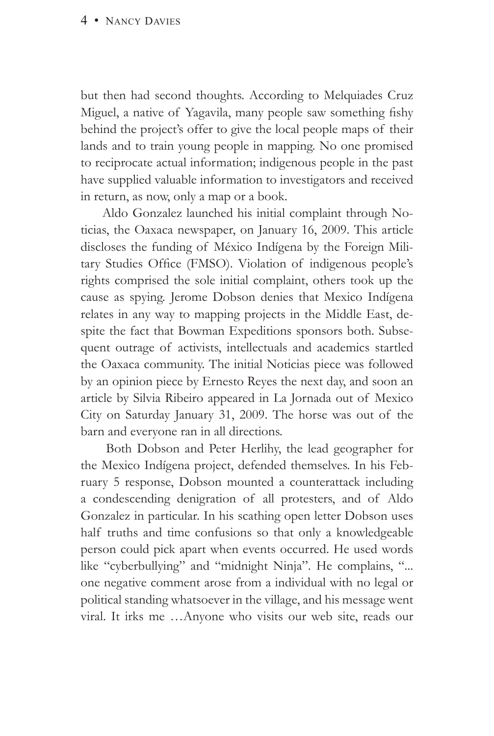but then had second thoughts. According to Melquiades Cruz Miguel, a native of Yagavila, many people saw something fishy behind the project's offer to give the local people maps of their lands and to train young people in mapping. No one promised to reciprocate actual information; indigenous people in the past have supplied valuable information to investigators and received in return, as now, only a map or a book.

Aldo Gonzalez launched his initial complaint through Noticias, the Oaxaca newspaper, on January 16, 2009. This article discloses the funding of México Indígena by the Foreign Military Studies Office (FMSO). Violation of indigenous people's rights comprised the sole initial complaint, others took up the cause as spying. Jerome Dobson denies that Mexico Indígena relates in any way to mapping projects in the Middle East, despite the fact that Bowman Expeditions sponsors both. Subsequent outrage of activists, intellectuals and academics startled the Oaxaca community. The initial Noticias piece was followed by an opinion piece by Ernesto Reyes the next day, and soon an article by Silvia Ribeiro appeared in La Jornada out of Mexico City on Saturday January 31, 2009. The horse was out of the barn and everyone ran in all directions.

Both Dobson and Peter Herlihy, the lead geographer for the Mexico Indígena project, defended themselves. In his February 5 response, Dobson mounted a counterattack including a condescending denigration of all protesters, and of Aldo Gonzalez in particular. In his scathing open letter Dobson uses half truths and time confusions so that only a knowledgeable person could pick apart when events occurred. He used words like "cyberbullying" and "midnight Ninja". He complains, "... one negative comment arose from a individual with no legal or political standing whatsoever in the village, and his message went viral. It irks me …Anyone who visits our web site, reads our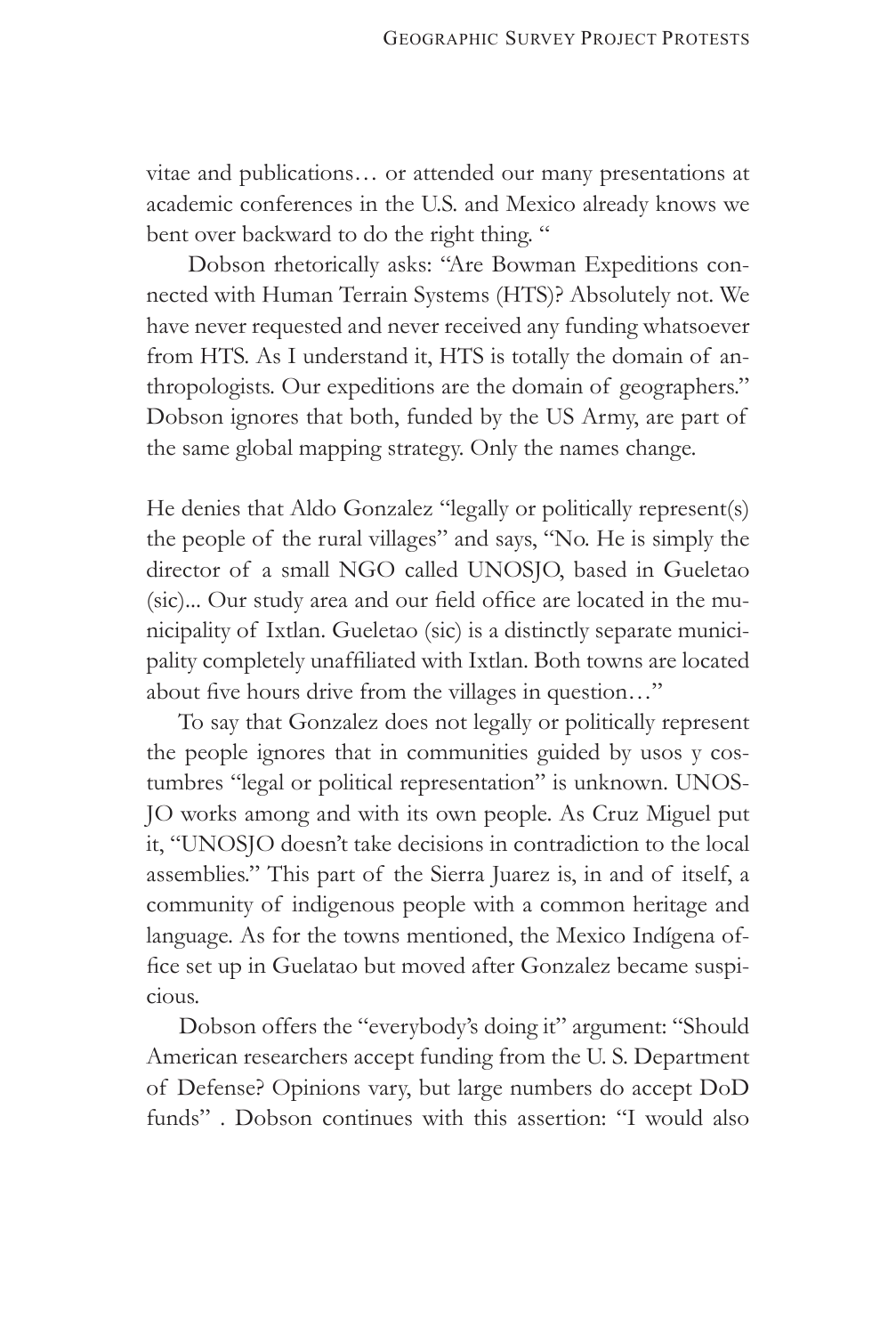vitae and publications… or attended our many presentations at academic conferences in the U.S. and Mexico already knows we bent over backward to do the right thing. "

Dobson rhetorically asks: "Are Bowman Expeditions connected with Human Terrain Systems (HTS)? Absolutely not. We have never requested and never received any funding whatsoever from HTS. As I understand it, HTS is totally the domain of anthropologists. Our expeditions are the domain of geographers." Dobson ignores that both, funded by the US Army, are part of the same global mapping strategy. Only the names change.

He denies that Aldo Gonzalez "legally or politically represent(s) the people of the rural villages" and says, "No. He is simply the director of a small NGO called UNOSJO, based in Gueletao (sic)... Our study area and our field office are located in the municipality of Ixtlan. Gueletao (sic) is a distinctly separate municipality completely unaffiliated with Ixtlan. Both towns are located about five hours drive from the villages in question…"

To say that Gonzalez does not legally or politically represent the people ignores that in communities guided by usos y costumbres "legal or political representation" is unknown. UNOSJO works among and with its own people. As Cruz Miguel put it, "UNOSJO doesn't take decisions in contradiction to the local assemblies." This part of the Sierra Juarez is, in and of itself, a community of indigenous people with a common heritage and language. As for the towns mentioned, the Mexico Indígena office set up in Guelatao but moved after Gonzalez became suspicious.

Dobson offers the "everybody's doing it" argument: "Should American researchers accept funding from the U. S. Department of Defense? Opinions vary, but large numbers do accept DoD funds" . Dobson continues with this assertion: "I would also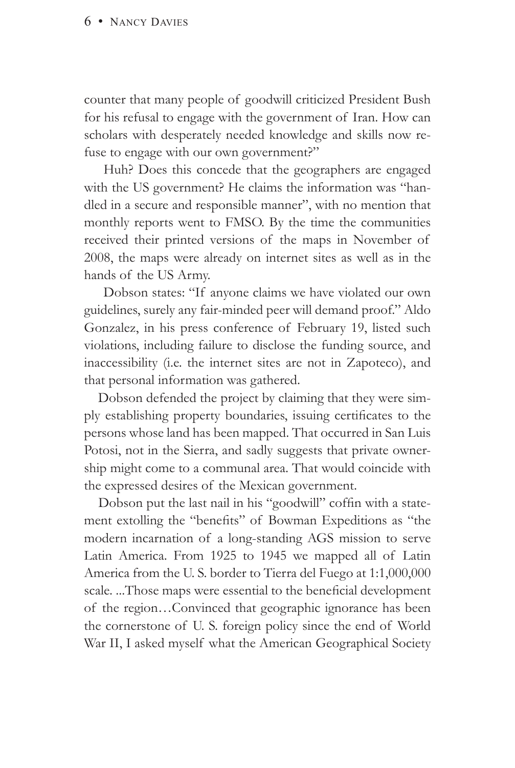counter that many people of goodwill criticized President Bush for his refusal to engage with the government of Iran. How can scholars with desperately needed knowledge and skills now refuse to engage with our own government?"

Huh? Does this concede that the geographers are engaged with the US government? He claims the information was "handled in a secure and responsible manner", with no mention that monthly reports went to FMSO. By the time the communities received their printed versions of the maps in November of 2008, the maps were already on internet sites as well as in the hands of the US Army.

Dobson states: "If anyone claims we have violated our own guidelines, surely any fair-minded peer will demand proof." Aldo Gonzalez, in his press conference of February 19, listed such violations, including failure to disclose the funding source, and inaccessibility (i.e. the internet sites are not in Zapoteco), and that personal information was gathered.

Dobson defended the project by claiming that they were simply establishing property boundaries, issuing certificates to the persons whose land has been mapped. That occurred in San Luis Potosi, not in the Sierra, and sadly suggests that private ownership might come to a communal area. That would coincide with the expressed desires of the Mexican government.

Dobson put the last nail in his "goodwill" coffin with a statement extolling the "benefits" of Bowman Expeditions as "the modern incarnation of a long-standing AGS mission to serve Latin America. From 1925 to 1945 we mapped all of Latin America from the U. S. border to Tierra del Fuego at 1:1,000,000 scale. ...Those maps were essential to the beneficial development of the region…Convinced that geographic ignorance has been the cornerstone of U. S. foreign policy since the end of World War II, I asked myself what the American Geographical Society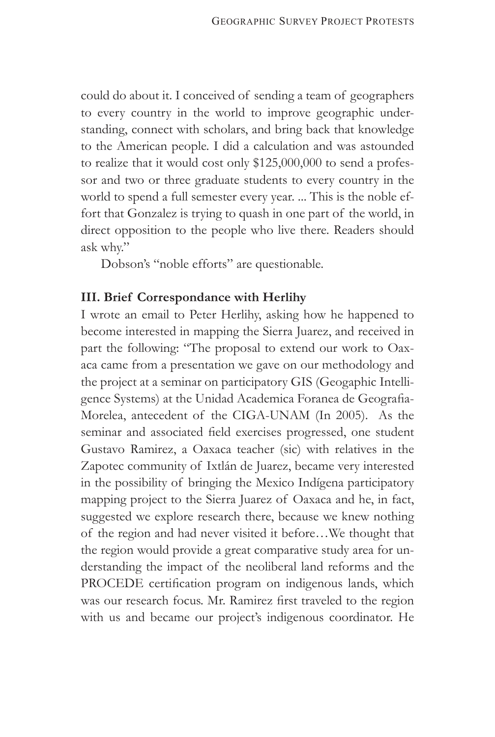could do about it. I conceived of sending a team of geographers to every country in the world to improve geographic understanding, connect with scholars, and bring back that knowledge to the American people. I did a calculation and was astounded to realize that it would cost only $125,000,000 to send a professor and two or three graduate students to every country in the world to spend a full semester every year. ... This is the noble effort that Gonzalez is trying to quash in one part of the world, in direct opposition to the people who live there. Readers should ask why."

Dobson's "noble efforts" are questionable.

### III. Brief Correspondance with Herlihy

I wrote an email to Peter Herlihy, asking how he happened to become interested in mapping the Sierra Juarez, and received in part the following: "The proposal to extend our work to Oaxaca came from a presentation we gave on our methodology and the project at a seminar on participatory GIS (Geogaphic Intelligence Systems) at the Unidad Academica Foranea de Geografia-Morelea, antecedent of the CIGA-UNAM (In 2005). As the seminar and associated field exercises progressed, one student Gustavo Ramirez, a Oaxaca teacher (sic) with relatives in the Zapotec community of Ixtlán de Juarez, became very interested in the possibility of bringing the Mexico Indígena participatory mapping project to the Sierra Juarez of Oaxaca and he, in fact, suggested we explore research there, because we knew nothing of the region and had never visited it before…We thought that the region would provide a great comparative study area for understanding the impact of the neoliberal land reforms and the PROCEDE certification program on indigenous lands, which was our research focus. Mr. Ramirez first traveled to the region with us and became our project's indigenous coordinator. He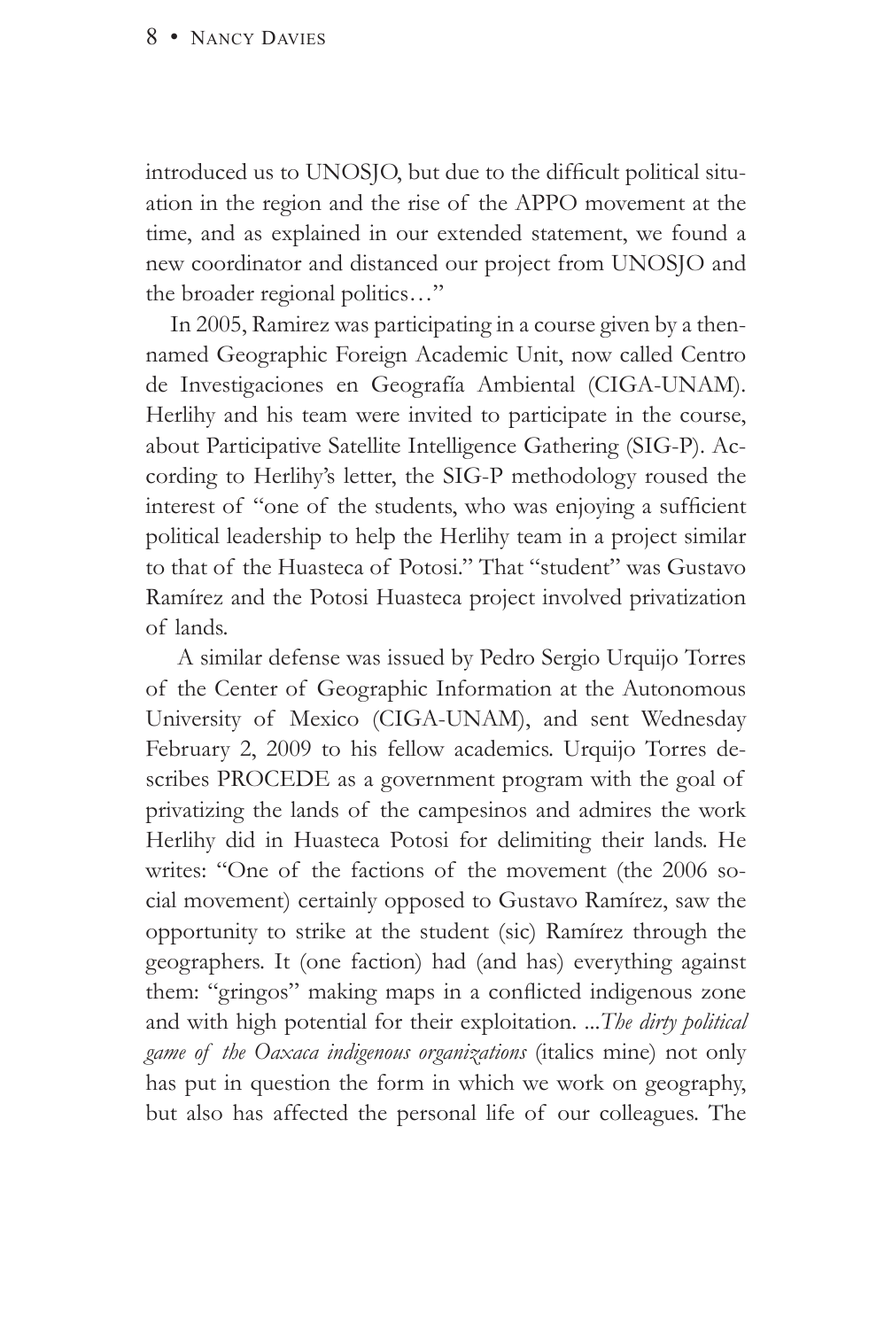introduced us to UNOSJO, but due to the difficult political situation in the region and the rise of the APPO movement at the time, and as explained in our extended statement, we found a new coordinator and distanced our project from UNOSJO and the broader regional politics…"

In 2005, Ramirez was participating in a course given by a then-named Geographic Foreign Academic Unit, now called Centro de Investigaciones en Geografía Ambiental (CIGA-UNAM). Herlihy and his team were invited to participate in the course, about Participative Satellite Intelligence Gathering (SIG-P). According to Herlihy's letter, the SIG-P methodology roused the interest of "one of the students, who was enjoying a sufficient political leadership to help the Herlihy team in a project similar to that of the Huasteca of Potosi." That "student" was Gustavo Ramírez and the Potosi Huasteca project involved privatization of lands.

A similar defense was issued by Pedro Sergio Urquijo Torres of the Center of Geographic Information at the Autonomous University of Mexico (CIGA-UNAM), and sent Wednesday February 2, 2009 to his fellow academics. Urquijo Torres describes PROCEDE as a government program with the goal of privatizing the lands of the campesinos and admires the work Herlihy did in Huasteca Potosi for delimiting their lands. He writes: "One of the factions of the movement (the 2006 social movement) certainly opposed to Gustavo Ramírez, saw the opportunity to strike at the student (sic) Ramírez through the geographers. It (one faction) had (and has) everything against them: "gringos" making maps in a conflicted indigenous zone and with high potential for their exploitation. ...*The dirty political game of the Oaxaca indigenous organizations* (italics mine) not only has put in question the form in which we work on geography, but also has affected the personal life of our colleagues. The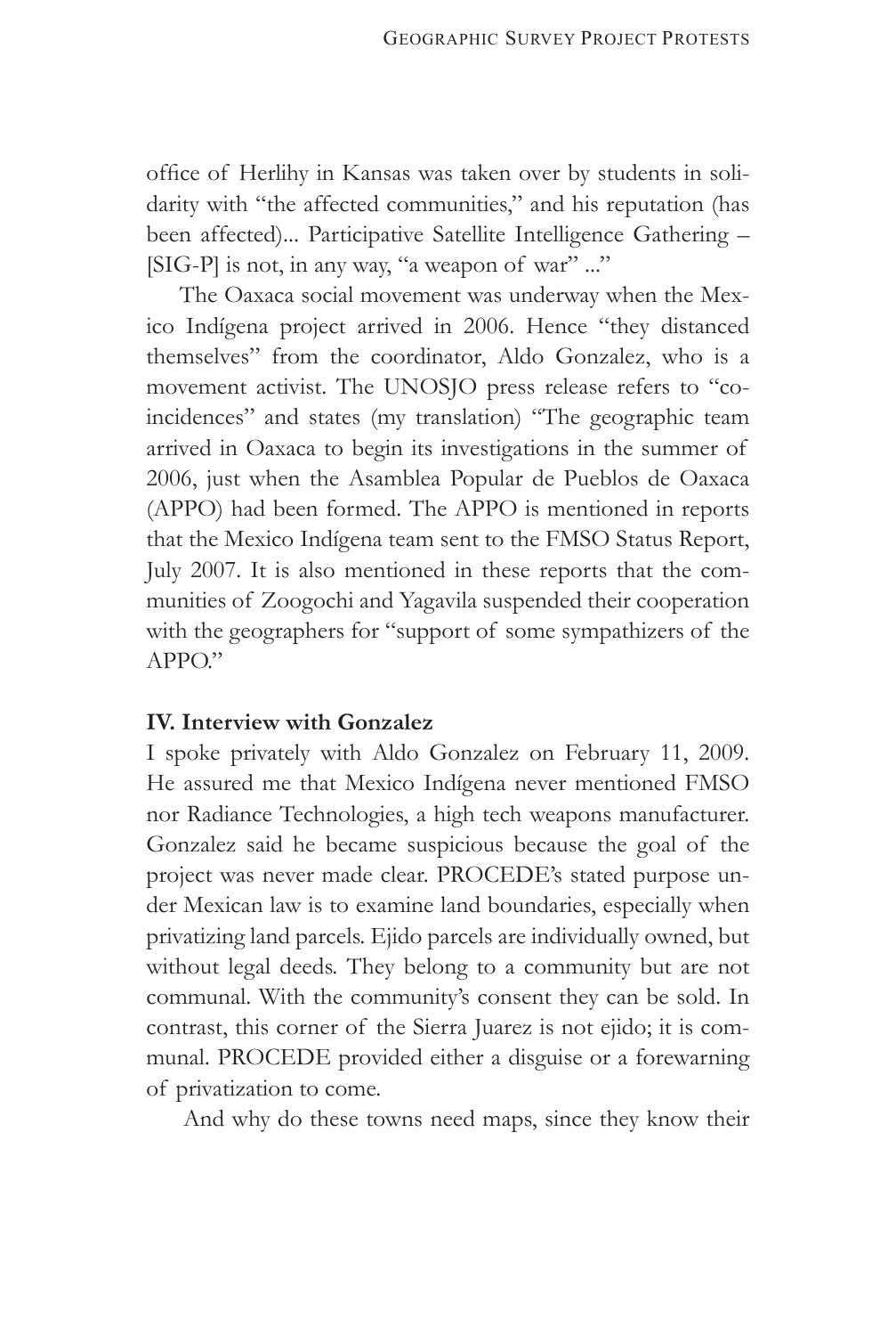office of Herlihy in Kansas was taken over by students in solidarity with "the affected communities," and his reputation (has been affected)... Participative Satellite Intelligence Gathering – [SIG-P] is not, in any way, "a weapon of war" ..."

The Oaxaca social movement was underway when the Mexico Indígena project arrived in 2006. Hence "they distanced themselves" from the coordinator, Aldo Gonzalez, who is a movement activist. The UNOSJO press release refers to "coincidences" and states (my translation) "The geographic team arrived in Oaxaca to begin its investigations in the summer of 2006, just when the Asamblea Popular de Pueblos de Oaxaca (APPO) had been formed. The APPO is mentioned in reports that the Mexico Indígena team sent to the FMSO Status Report, July 2007. It is also mentioned in these reports that the communities of Zoogochi and Yagavila suspended their cooperation with the geographers for "support of some sympathizers of the APPO."

**IV. Interview with Gonzalez**

I spoke privately with Aldo Gonzalez on February 11, 2009. He assured me that Mexico Indígena never mentioned FMSO nor Radiance Technologies, a high tech weapons manufacturer. Gonzalez said he became suspicious because the goal of the project was never made clear. PROCEDE's stated purpose under Mexican law is to examine land boundaries, especially when privatizing land parcels. Ejido parcels are individually owned, but without legal deeds. They belong to a community but are not communal. With the community's consent they can be sold. In contrast, this corner of the Sierra Juarez is not ejido; it is communal. PROCEDE provided either a disguise or a forewarning of privatization to come.

And why do these towns need maps, since they know their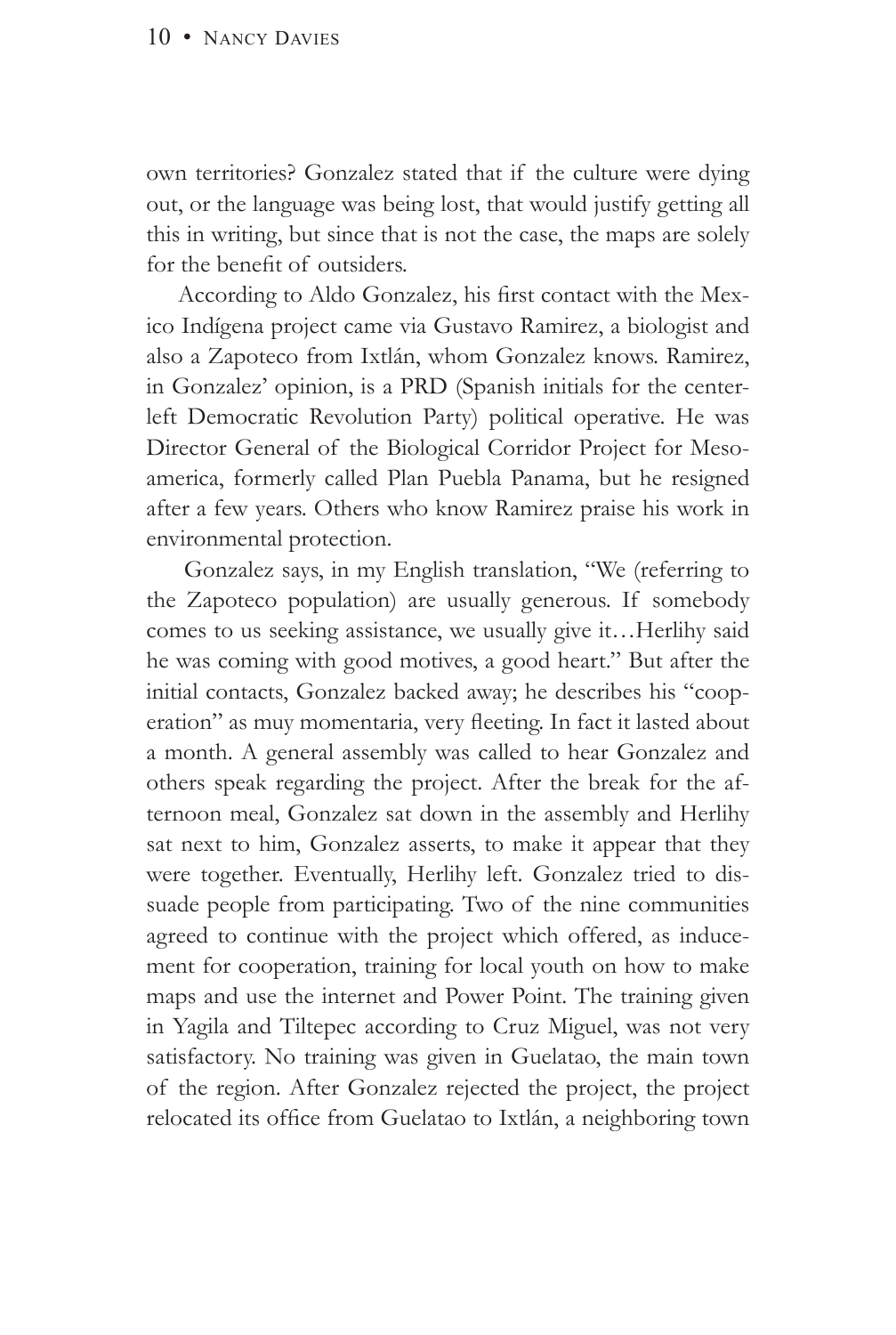own territories? Gonzalez stated that if the culture were dying out, or the language was being lost, that would justify getting all this in writing, but since that is not the case, the maps are solely for the benefit of outsiders.

According to Aldo Gonzalez, his first contact with the Mexico Indígena project came via Gustavo Ramirez, a biologist and also a Zapoteco from Ixtlán, whom Gonzalez knows. Ramirez, in Gonzalez' opinion, is a PRD (Spanish initials for the center-left Democratic Revolution Party) political operative. He was Director General of the Biological Corridor Project for Mesoamerica, formerly called Plan Puebla Panama, but he resigned after a few years. Others who know Ramirez praise his work in environmental protection.

Gonzalez says, in my English translation, "We (referring to the Zapoteco population) are usually generous. If somebody comes to us seeking assistance, we usually give it…Herlihy said he was coming with good motives, a good heart." But after the initial contacts, Gonzalez backed away; he describes his "cooperation" as muy momentaria, very fleeting. In fact it lasted about a month. A general assembly was called to hear Gonzalez and others speak regarding the project. After the break for the afternoon meal, Gonzalez sat down in the assembly and Herlihy sat next to him, Gonzalez asserts, to make it appear that they were together. Eventually, Herlihy left. Gonzalez tried to dissuade people from participating. Two of the nine communities agreed to continue with the project which offered, as inducement for cooperation, training for local youth on how to make maps and use the internet and Power Point. The training given in Yagila and Tiltepec according to Cruz Miguel, was not very satisfactory. No training was given in Guelatao, the main town of the region. After Gonzalez rejected the project, the project relocated its office from Guelatao to Ixtlán, a neighboring town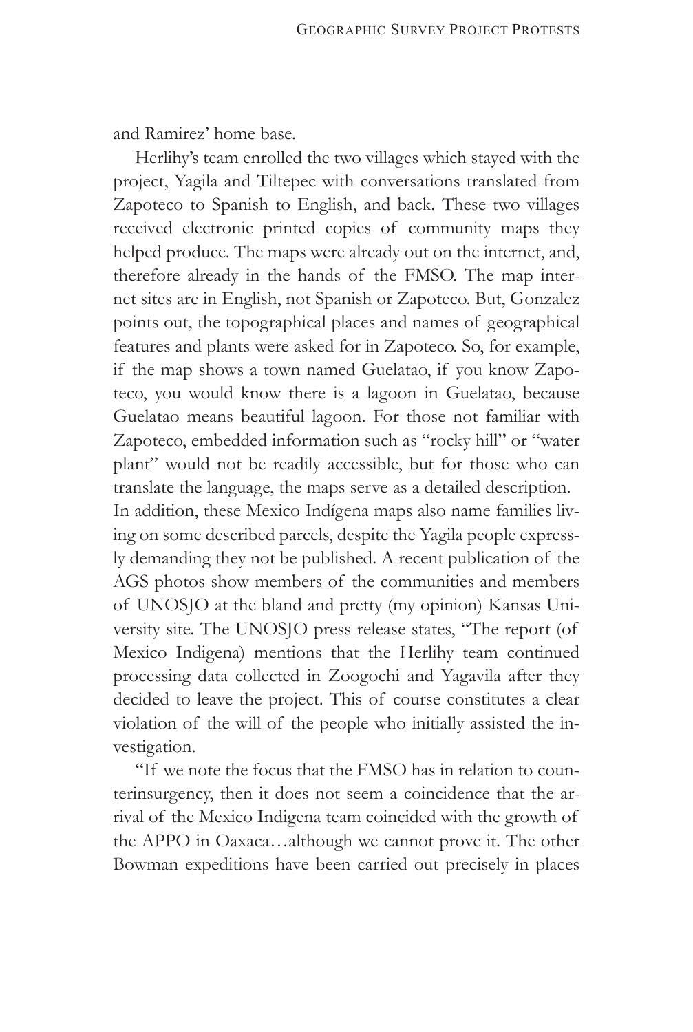and Ramirez' home base.

Herlihy's team enrolled the two villages which stayed with the project, Yagila and Tiltepec with conversations translated from Zapoteco to Spanish to English, and back. These two villages received electronic printed copies of community maps they helped produce. The maps were already out on the internet, and, therefore already in the hands of the FMSO. The map internet sites are in English, not Spanish or Zapoteco. But, Gonzalez points out, the topographical places and names of geographical features and plants were asked for in Zapoteco. So, for example, if the map shows a town named Guelatao, if you know Zapoteco, you would know there is a lagoon in Guelatao, because Guelatao means beautiful lagoon. For those not familiar with Zapoteco, embedded information such as "rocky hill" or "water plant" would not be readily accessible, but for those who can translate the language, the maps serve as a detailed description. In addition, these Mexico Indígena maps also name families living on some described parcels, despite the Yagila people expressly demanding they not be published. A recent publication of the AGS photos show members of the communities and members of UNOSJO at the bland and pretty (my opinion) Kansas University site. The UNOSJO press release states, "The report (of Mexico Indigena) mentions that the Herlihy team continued processing data collected in Zoogochi and Yagavila after they decided to leave the project. This of course constitutes a clear violation of the will of the people who initially assisted the investigation.

"If we note the focus that the FMSO has in relation to counterinsurgency, then it does not seem a coincidence that the arrival of the Mexico Indigena team coincided with the growth of the APPO in Oaxaca…although we cannot prove it. The other Bowman expeditions have been carried out precisely in places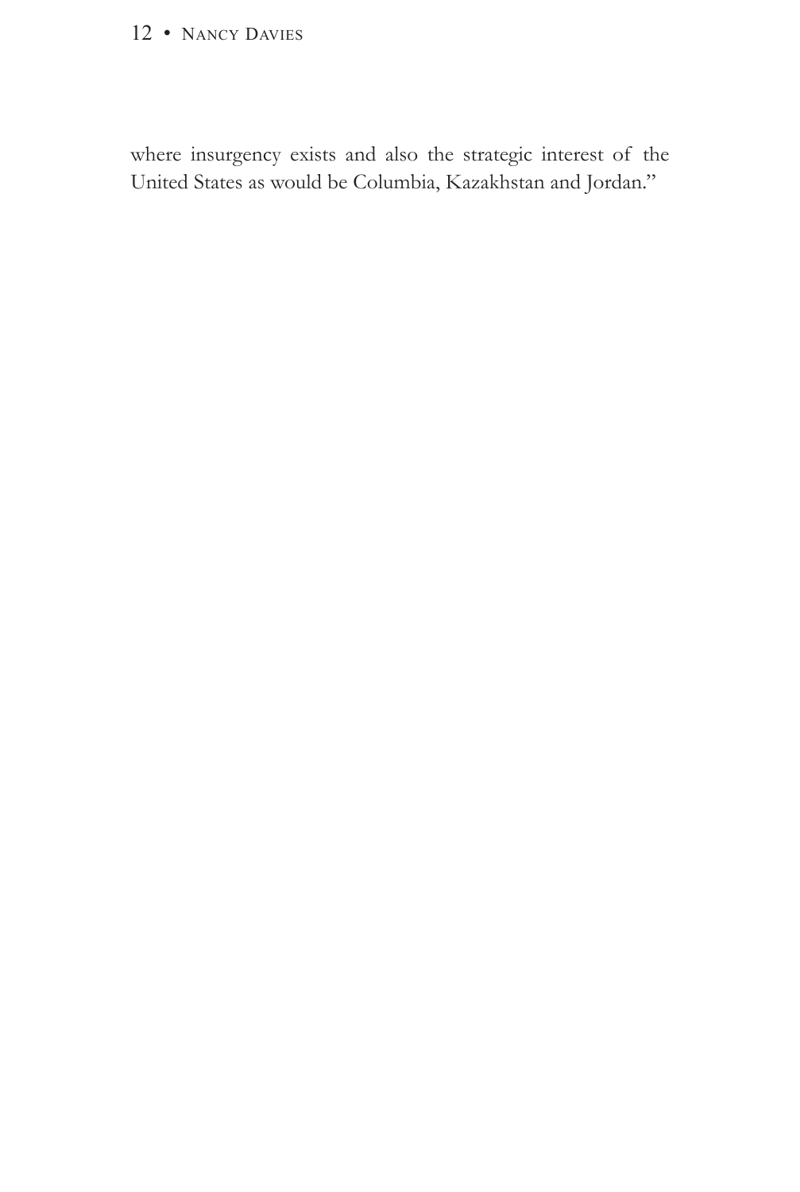where insurgency exists and also the strategic interest of the United States as would be Columbia, Kazakhstan and Jordan."